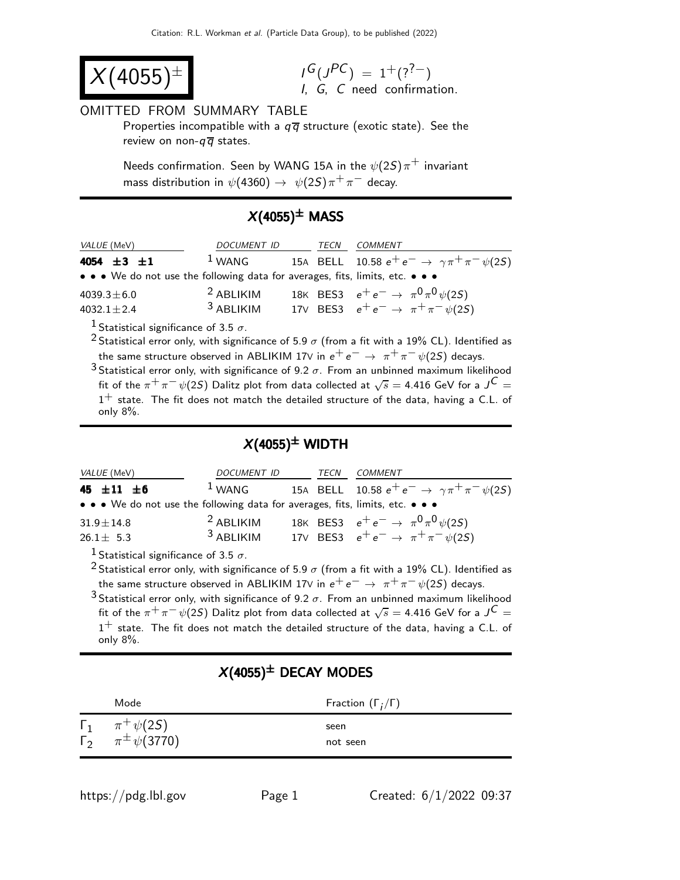# $X(4055)^{\pm}$

$I^G(J^{PC}) = 1^+(?^{?-})$
I, G, C need confirmation.

OMITTED FROM SUMMARY TABLE

Properties incompatible with a $q\overline{q}$ structure (exotic state). See the review on non-$q\overline{q}$ states.

Needs confirmation. Seen by WANG 15A in the $\psi(2S)\pi^+$ invariant mass distribution in $\psi(4360) \rightarrow \psi(2S)\pi^+\pi^-$ decay.

## $X(4055)^{\pm}$ MASS

| VALUE (MeV) | DOCUMENT ID | | TECN | COMMENT |
|---|---|---|---|---|
| **4054 ±3 ±1** | [1] WANG | 15A | BELL | 10.58 $e^+e^- \rightarrow \gamma\pi^+\pi^-\psi(2S)$ |
| • • • We do not use the following data for averages, fits, limits, etc. • • • | | | | |
| 4039.3±6.0 | [2] ABLIKIM | 18K | BES3 | $e^+e^- \rightarrow \pi^0\pi^0\psi(2S)$ |
| 4032.1±2.4 | [3] ABLIKIM | 17V | BES3 | $e^+e^- \rightarrow \pi^+\pi^-\psi(2S)$ |

[1] Statistical significance of 3.5 $\sigma$.

[2] Statistical error only, with significance of 5.9 $\sigma$ (from a fit with a 19% CL). Identified as the same structure observed in ABLIKIM 17V in $e^+e^- \rightarrow \pi^+\pi^-\psi(2S)$ decays.

[3] Statistical error only, with significance of 9.2 $\sigma$. From an unbinned maximum likelihood fit of the $\pi^+\pi^-\psi(2S)$ Dalitz plot from data collected at $\sqrt{s} = 4.416$ GeV for a $J^C = 1^+$ state. The fit does not match the detailed structure of the data, having a C.L. of only 8%.

## $X(4055)^{\pm}$ WIDTH

| VALUE (MeV) | DOCUMENT ID | | TECN | COMMENT |
|---|---|---|---|---|
| **45 ±11 ±6** | [1] WANG | 15A | BELL | 10.58 $e^+e^- \rightarrow \gamma\pi^+\pi^-\psi(2S)$ |
| • • • We do not use the following data for averages, fits, limits, etc. • • • | | | | |
| 31.9±14.8 | [2] ABLIKIM | 18K | BES3 | $e^+e^- \rightarrow \pi^0\pi^0\psi(2S)$ |
| 26.1± 5.3 | [3] ABLIKIM | 17V | BES3 | $e^+e^- \rightarrow \pi^+\pi^-\psi(2S)$ |

[1] Statistical significance of 3.5 $\sigma$.

[2] Statistical error only, with significance of 5.9 $\sigma$ (from a fit with a 19% CL). Identified as the same structure observed in ABLIKIM 17V in $e^+e^- \rightarrow \pi^+\pi^-\psi(2S)$ decays.

[3] Statistical error only, with significance of 9.2 $\sigma$. From an unbinned maximum likelihood fit of the $\pi^+\pi^-\psi(2S)$ Dalitz plot from data collected at $\sqrt{s} = 4.416$ GeV for a $J^C = 1^+$ state. The fit does not match the detailed structure of the data, having a C.L. of only 8%.

## $X(4055)^{\pm}$ DECAY MODES

| | Mode | Fraction ($\Gamma_i/\Gamma$) |
|---|---|---|
| $\Gamma_1$ | $\pi^+\psi(2S)$ | seen |
| $\Gamma_2$ | $\pi^{\pm}\psi(3770)$ | not seen |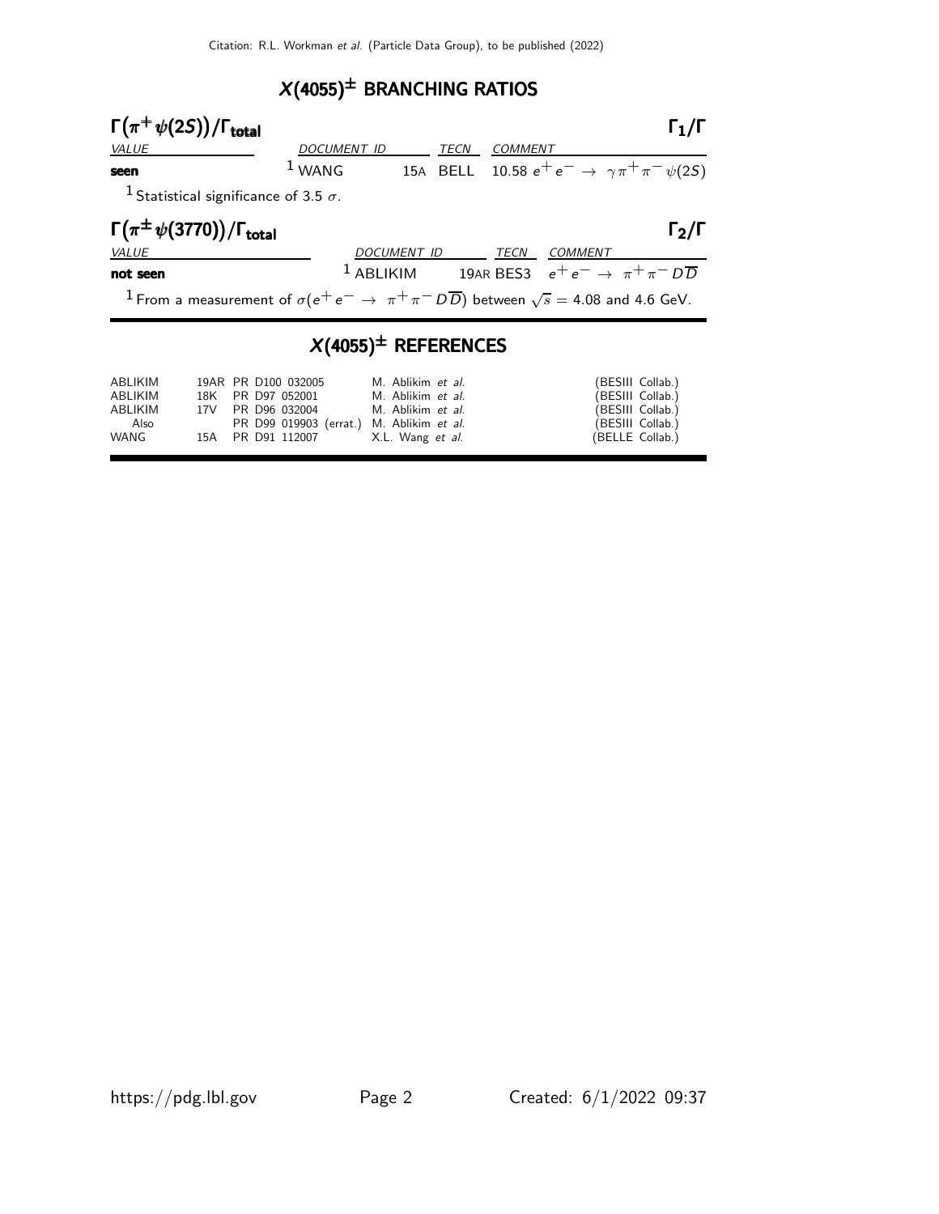# $X(4055)^{\pm}$ BRANCHING RATIOS

### $\Gamma\big(\pi^+ \psi(2S)\big)/\Gamma_{\text{total}}$ — $\Gamma_1/\Gamma$

| VALUE | DOCUMENT ID | TECN | COMMENT |
|---|---|---|---|
| **seen** | [1] WANG 15A | BELL | 10.58 $e^+ e^- \rightarrow \gamma \pi^+ \pi^- \psi(2S)$ |

[1] Statistical significance of 3.5 $\sigma$.

### $\Gamma\big(\pi^{\pm} \psi(3770)\big)/\Gamma_{\text{total}}$ — $\Gamma_2/\Gamma$

| VALUE | DOCUMENT ID | TECN | COMMENT |
|---|---|---|---|
| **not seen** | [1] ABLIKIM 19AR | BES3 | $e^+ e^- \rightarrow \pi^+ \pi^- D\overline{D}$ |

[1] From a measurement of $\sigma(e^+ e^- \rightarrow \pi^+ \pi^- D\overline{D})$ between $\sqrt{s} = 4.08$ and 4.6 GeV.

# $X(4055)^{\pm}$ REFERENCES

| | | | | |
|---|---|---|---|---|
| ABLIKIM | 19AR | PR D100 032005 | M. Ablikim *et al.* | (BESIII Collab.) |
| ABLIKIM | 18K | PR D97 052001 | M. Ablikim *et al.* | (BESIII Collab.) |
| ABLIKIM | 17V | PR D96 032004 | M. Ablikim *et al.* | (BESIII Collab.) |
| Also | | PR D99 019903 (errat.) | M. Ablikim *et al.* | (BESIII Collab.) |
| WANG | 15A | PR D91 112007 | X.L. Wang *et al.* | (BELLE Collab.) |